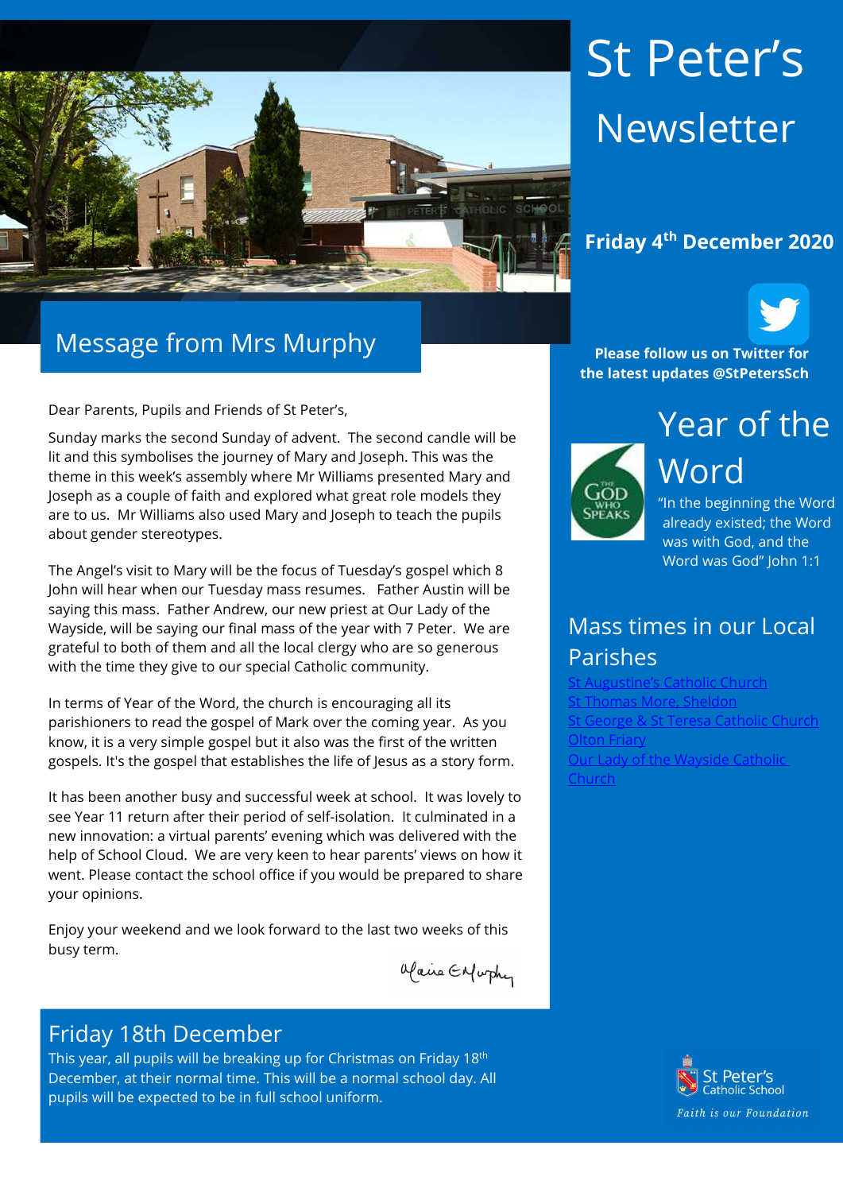# St Peter's Newsletter

**Friday 4th December 2020**

**Please follow us on Twitter for the latest updates @StPetersSch**

## Message from Mrs Murphy

Dear Parents, Pupils and Friends of St Peter's,

Sunday marks the second Sunday of advent. The second candle will be lit and this symbolises the journey of Mary and Joseph. This was the theme in this week's assembly where Mr Williams presented Mary and Joseph as a couple of faith and explored what great role models they are to us. Mr Williams also used Mary and Joseph to teach the pupils about gender stereotypes.

The Angel's visit to Mary will be the focus of Tuesday's gospel which 8 John will hear when our Tuesday mass resumes. Father Austin will be saying this mass. Father Andrew, our new priest at Our Lady of the Wayside, will be saying our final mass of the year with 7 Peter. We are grateful to both of them and all the local clergy who are so generous with the time they give to our special Catholic community.

In terms of Year of the Word, the church is encouraging all its parishioners to read the gospel of Mark over the coming year. As you know, it is a very simple gospel but it also was the first of the written gospels. It's the gospel that establishes the life of Jesus as a story form.

It has been another busy and successful week at school. It was lovely to see Year 11 return after their period of self-isolation. It culminated in a new innovation: a virtual parents' evening which was delivered with the help of School Cloud. We are very keen to hear parents' views on how it went. Please contact the school office if you would be prepared to share your opinions.

Enjoy your weekend and we look forward to the last two weeks of this busy term.

Marie E Murphy

## Year of the Word

The God Who Speaks

"In the beginning the Word already existed; the Word was with God, and the Word was God" John 1:1

## Mass times in our Local Parishes

- St Augustine's Catholic Church
- St Thomas More, Sheldon
- St George & St Teresa Catholic Church
- Olton Friary
- Our Lady of the Wayside Catholic Church

## Friday 18th December

This year, all pupils will be breaking up for Christmas on Friday 18th December, at their normal time. This will be a normal school day. All pupils will be expected to be in full school uniform.

St Peter's Catholic School

*Faith is our Foundation*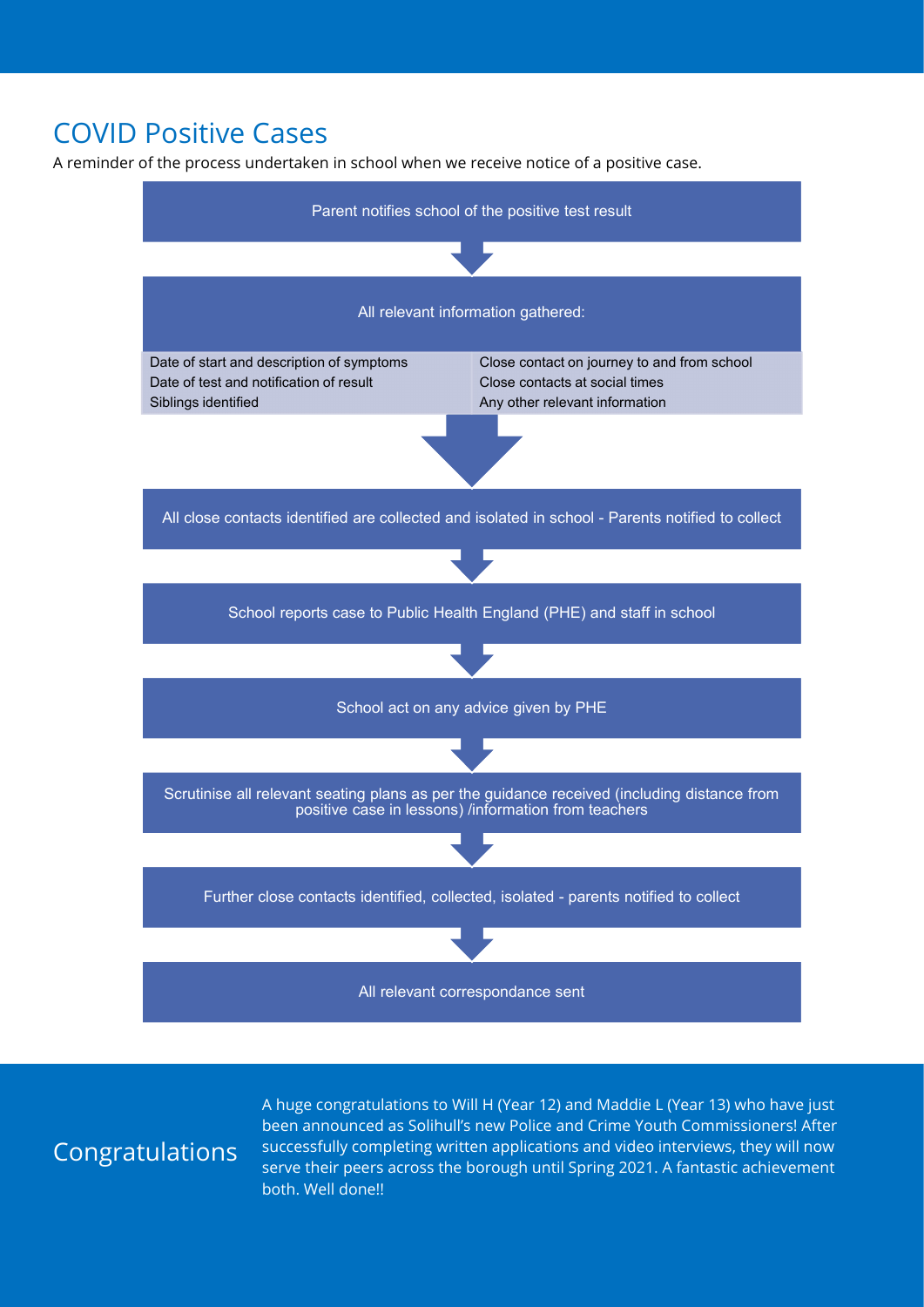## COVID Positive Cases

A reminder of the process undertaken in school when we receive notice of a positive case.

Parent notifies school of the positive test result

↓

All relevant information gathered:

| | |
|---|---|
| Date of start and description of symptoms | Close contact on journey to and from school |
| Date of test and notification of result | Close contacts at social times |
| Siblings identified | Any other relevant information |

↓

All close contacts identified are collected and isolated in school - Parents notified to collect

↓

School reports case to Public Health England (PHE) and staff in school

↓

School act on any advice given by PHE

↓

Scrutinise all relevant seating plans as per the guidance received (including distance from positive case in lessons) /information from teachers

↓

Further close contacts identified, collected, isolated - parents notified to collect

↓

All relevant correspondance sent

## Congratulations

A huge congratulations to Will H (Year 12) and Maddie L (Year 13) who have just been announced as Solihull's new Police and Crime Youth Commissioners! After successfully completing written applications and video interviews, they will now serve their peers across the borough until Spring 2021. A fantastic achievement both. Well done!!